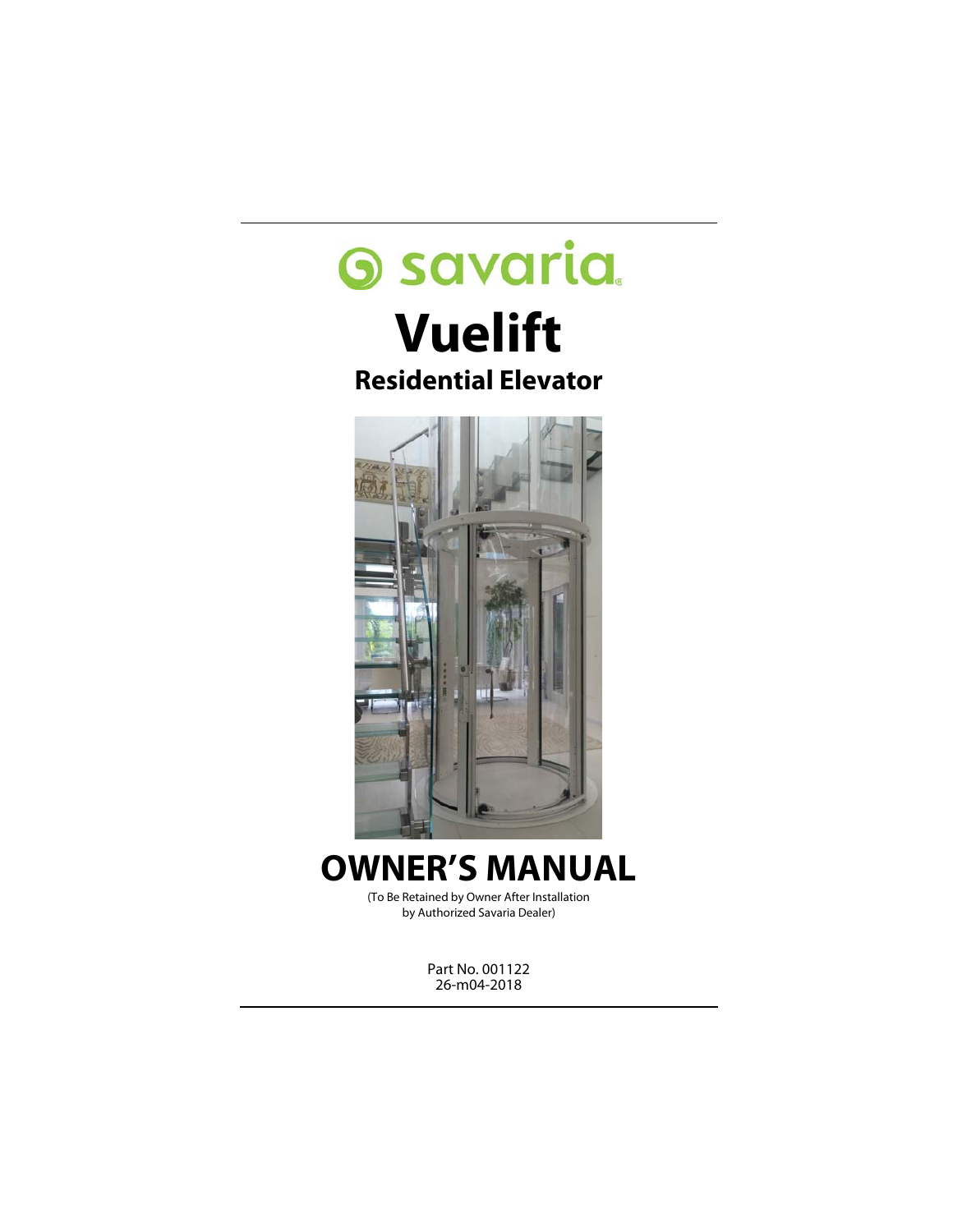savaria

# Vuelift

## Residential Elevator

# OWNER'S MANUAL

(To Be Retained by Owner After Installation by Authorized Savaria Dealer)

Part No. 001122
26-m04-2018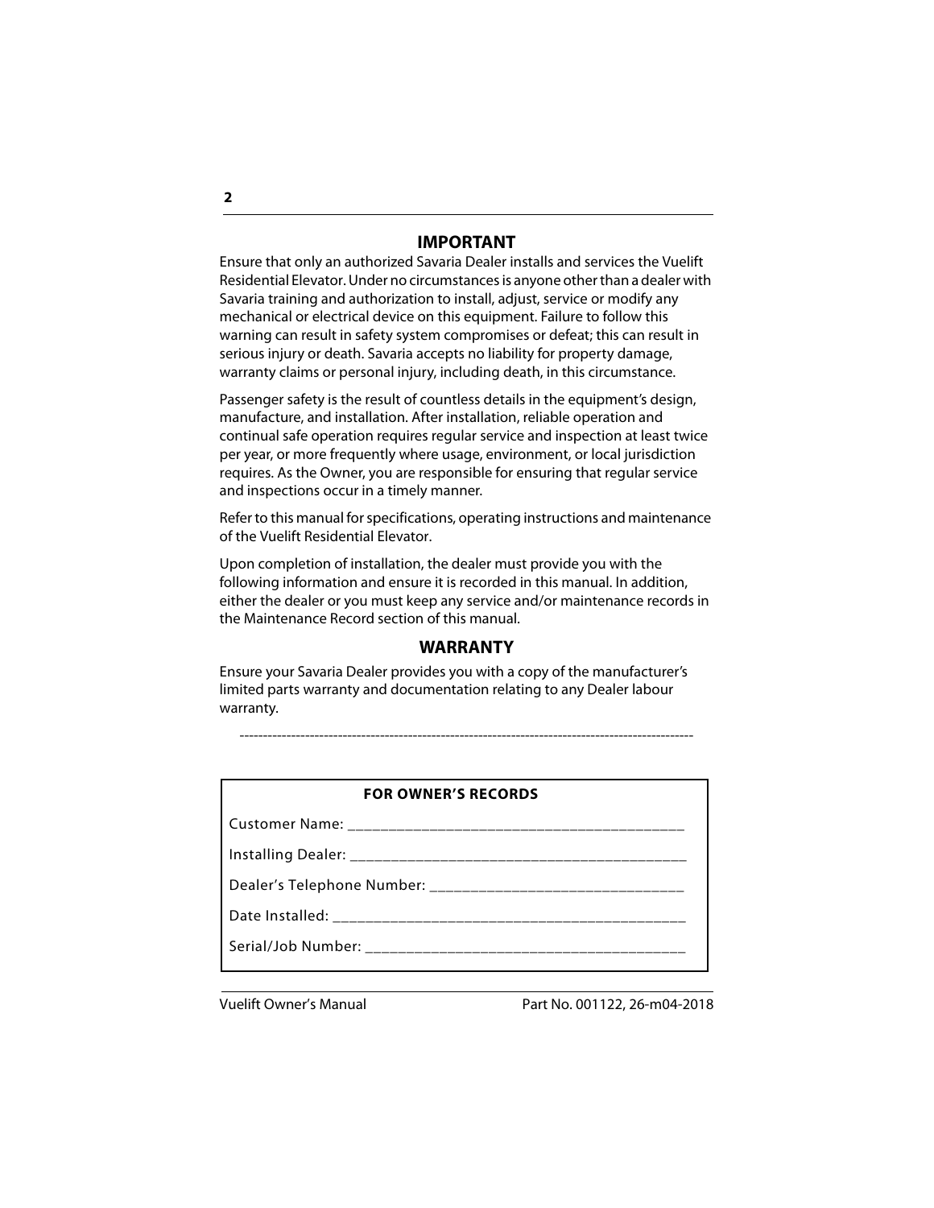## IMPORTANT

Ensure that only an authorized Savaria Dealer installs and services the Vuelift Residential Elevator. Under no circumstances is anyone other than a dealer with Savaria training and authorization to install, adjust, service or modify any mechanical or electrical device on this equipment. Failure to follow this warning can result in safety system compromises or defeat; this can result in serious injury or death. Savaria accepts no liability for property damage, warranty claims or personal injury, including death, in this circumstance.

Passenger safety is the result of countless details in the equipment's design, manufacture, and installation. After installation, reliable operation and continual safe operation requires regular service and inspection at least twice per year, or more frequently where usage, environment, or local jurisdiction requires. As the Owner, you are responsible for ensuring that regular service and inspections occur in a timely manner.

Refer to this manual for specifications, operating instructions and maintenance of the Vuelift Residential Elevator.

Upon completion of installation, the dealer must provide you with the following information and ensure it is recorded in this manual. In addition, either the dealer or you must keep any service and/or maintenance records in the Maintenance Record section of this manual.

## WARRANTY

Ensure your Savaria Dealer provides you with a copy of the manufacturer's limited parts warranty and documentation relating to any Dealer labour warranty.

---

**FOR OWNER'S RECORDS**

Customer Name: ___________________________________________

Installing Dealer: __________________________________________

Dealer's Telephone Number: _________________________________

Date Installed: _____________________________________________

Serial/Job Number: _________________________________________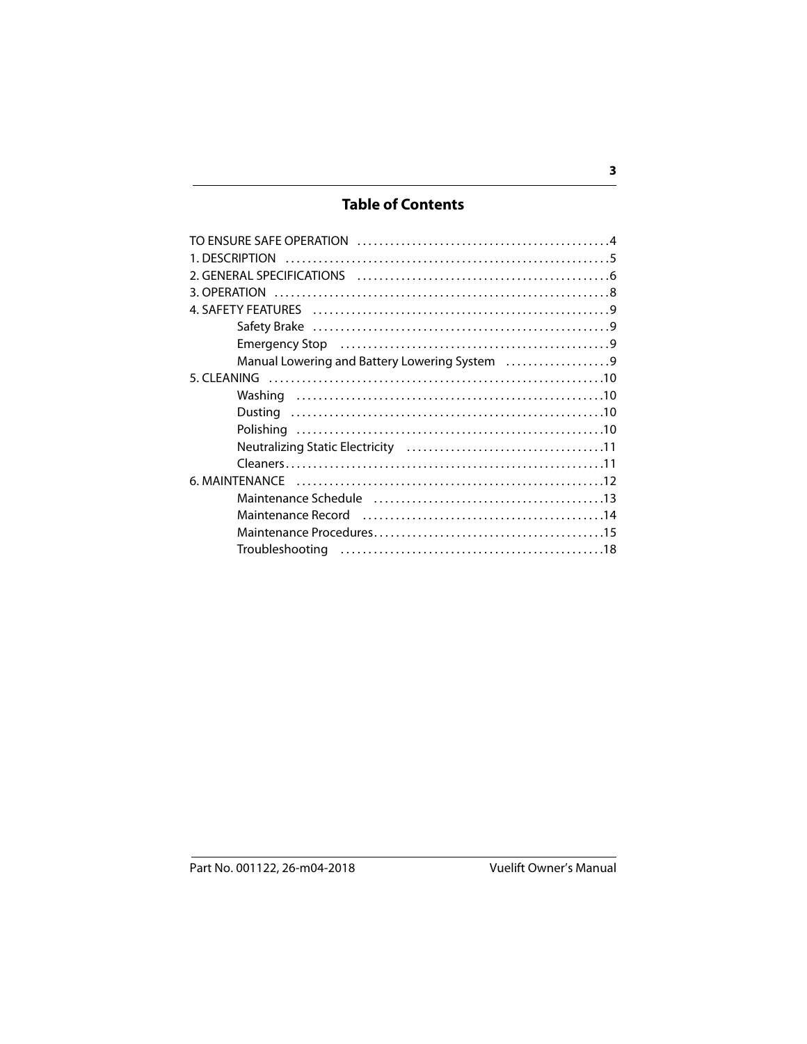## Table of Contents

| | |
|---|---|
| TO ENSURE SAFE OPERATION | 4 |
| 1. DESCRIPTION | 5 |
| 2. GENERAL SPECIFICATIONS | 6 |
| 3. OPERATION | 8 |
| 4. SAFETY FEATURES | 9 |
| Safety Brake | 9 |
| Emergency Stop | 9 |
| Manual Lowering and Battery Lowering System | 9 |
| 5. CLEANING | 10 |
| Washing | 10 |
| Dusting | 10 |
| Polishing | 10 |
| Neutralizing Static Electricity | 11 |
| Cleaners | 11 |
| 6. MAINTENANCE | 12 |
| Maintenance Schedule | 13 |
| Maintenance Record | 14 |
| Maintenance Procedures | 15 |
| Troubleshooting | 18 |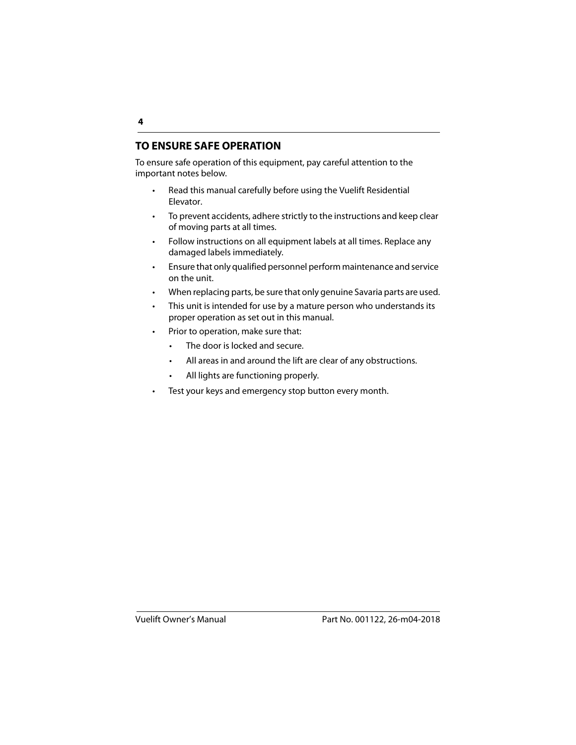## TO ENSURE SAFE OPERATION

To ensure safe operation of this equipment, pay careful attention to the important notes below.

- Read this manual carefully before using the Vuelift Residential Elevator.
- To prevent accidents, adhere strictly to the instructions and keep clear of moving parts at all times.
- Follow instructions on all equipment labels at all times. Replace any damaged labels immediately.
- Ensure that only qualified personnel perform maintenance and service on the unit.
- When replacing parts, be sure that only genuine Savaria parts are used.
- This unit is intended for use by a mature person who understands its proper operation as set out in this manual.
- Prior to operation, make sure that:
  - The door is locked and secure.
  - All areas in and around the lift are clear of any obstructions.
  - All lights are functioning properly.
- Test your keys and emergency stop button every month.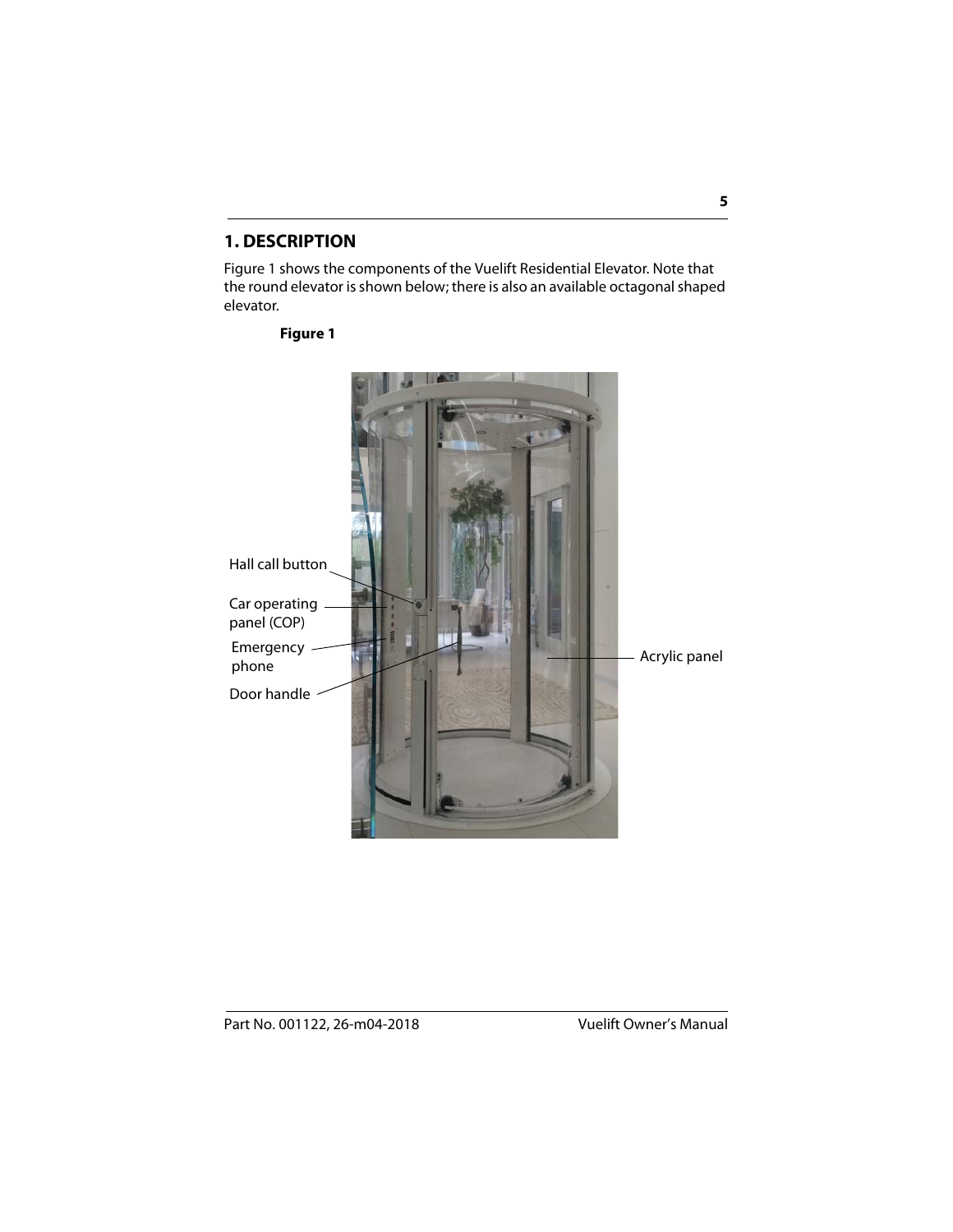## 1. DESCRIPTION

Figure 1 shows the components of the Vuelift Residential Elevator. Note that the round elevator is shown below; there is also an available octagonal shaped elevator.

**Figure 1**

Hall call button

Car operating panel (COP)

Emergency phone

Door handle

Acrylic panel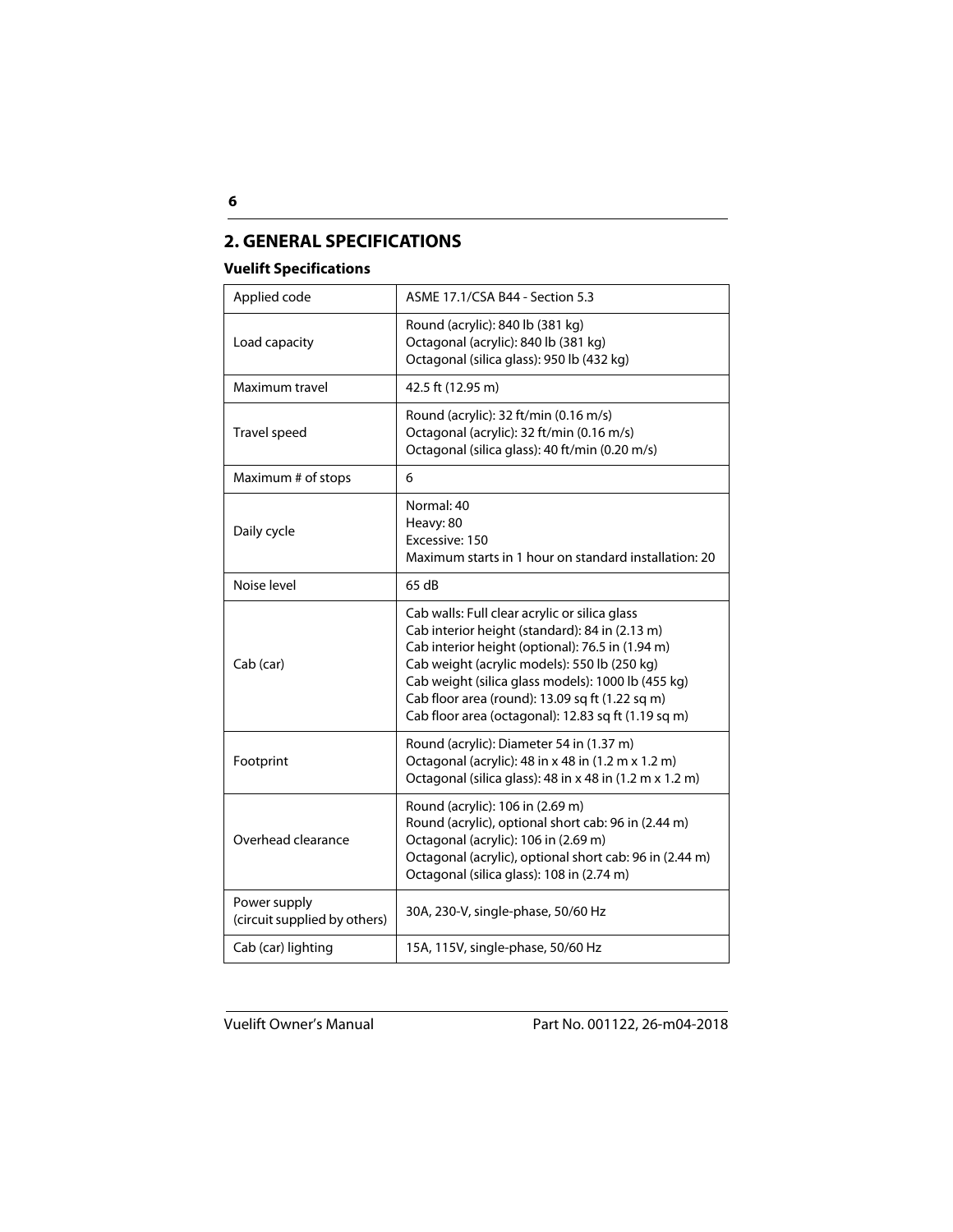## 2. GENERAL SPECIFICATIONS

### Vuelift Specifications

| | |
|---|---|
| Applied code | ASME 17.1/CSA B44 - Section 5.3 |
| Load capacity | Round (acrylic): 840 lb (381 kg)<br>Octagonal (acrylic): 840 lb (381 kg)<br>Octagonal (silica glass): 950 lb (432 kg) |
| Maximum travel | 42.5 ft (12.95 m) |
| Travel speed | Round (acrylic): 32 ft/min (0.16 m/s)<br>Octagonal (acrylic): 32 ft/min (0.16 m/s)<br>Octagonal (silica glass): 40 ft/min (0.20 m/s) |
| Maximum # of stops | 6 |
| Daily cycle | Normal: 40<br>Heavy: 80<br>Excessive: 150<br>Maximum starts in 1 hour on standard installation: 20 |
| Noise level | 65 dB |
| Cab (car) | Cab walls: Full clear acrylic or silica glass<br>Cab interior height (standard): 84 in (2.13 m)<br>Cab interior height (optional): 76.5 in (1.94 m)<br>Cab weight (acrylic models): 550 lb (250 kg)<br>Cab weight (silica glass models): 1000 lb (455 kg)<br>Cab floor area (round): 13.09 sq ft (1.22 sq m)<br>Cab floor area (octagonal): 12.83 sq ft (1.19 sq m) |
| Footprint | Round (acrylic): Diameter 54 in (1.37 m)<br>Octagonal (acrylic): 48 in x 48 in (1.2 m x 1.2 m)<br>Octagonal (silica glass): 48 in x 48 in (1.2 m x 1.2 m) |
| Overhead clearance | Round (acrylic): 106 in (2.69 m)<br>Round (acrylic), optional short cab: 96 in (2.44 m)<br>Octagonal (acrylic): 106 in (2.69 m)<br>Octagonal (acrylic), optional short cab: 96 in (2.44 m)<br>Octagonal (silica glass): 108 in (2.74 m) |
| Power supply (circuit supplied by others) | 30A, 230-V, single-phase, 50/60 Hz |
| Cab (car) lighting | 15A, 115V, single-phase, 50/60 Hz |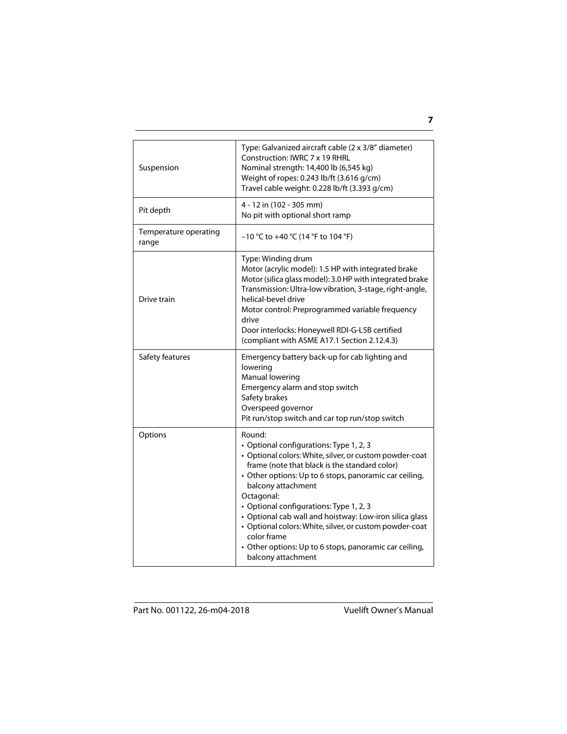| | |
|---|---|
| Suspension | Type: Galvanized aircraft cable (2 x 3/8" diameter)<br>Construction: IWRC 7 x 19 RHRL<br>Nominal strength: 14,400 lb (6,545 kg)<br>Weight of ropes: 0.243 lb/ft (3.616 g/cm)<br>Travel cable weight: 0.228 lb/ft (3.393 g/cm) |
| Pit depth | 4 - 12 in (102 - 305 mm)<br>No pit with optional short ramp |
| Temperature operating range | –10 °C to +40 °C (14 °F to 104 °F) |
| Drive train | Type: Winding drum<br>Motor (acrylic model): 1.5 HP with integrated brake<br>Motor (silica glass model): 3.0 HP with integrated brake<br>Transmission: Ultra-low vibration, 3-stage, right-angle, helical-bevel drive<br>Motor control: Preprogrammed variable frequency drive<br>Door interlocks: Honeywell RDI-G-L5B certified (compliant with ASME A17.1 Section 2.12.4.3) |
| Safety features | Emergency battery back-up for cab lighting and lowering<br>Manual lowering<br>Emergency alarm and stop switch<br>Safety brakes<br>Overspeed governor<br>Pit run/stop switch and car top run/stop switch |
| Options | Round:<br>• Optional configurations: Type 1, 2, 3<br>• Optional colors: White, silver, or custom powder-coat frame (note that black is the standard color)<br>• Other options: Up to 6 stops, panoramic car ceiling, balcony attachment<br>Octagonal:<br>• Optional configurations: Type 1, 2, 3<br>• Optional cab wall and hoistway: Low-iron silica glass<br>• Optional colors: White, silver, or custom powder-coat color frame<br>• Other options: Up to 6 stops, panoramic car ceiling, balcony attachment |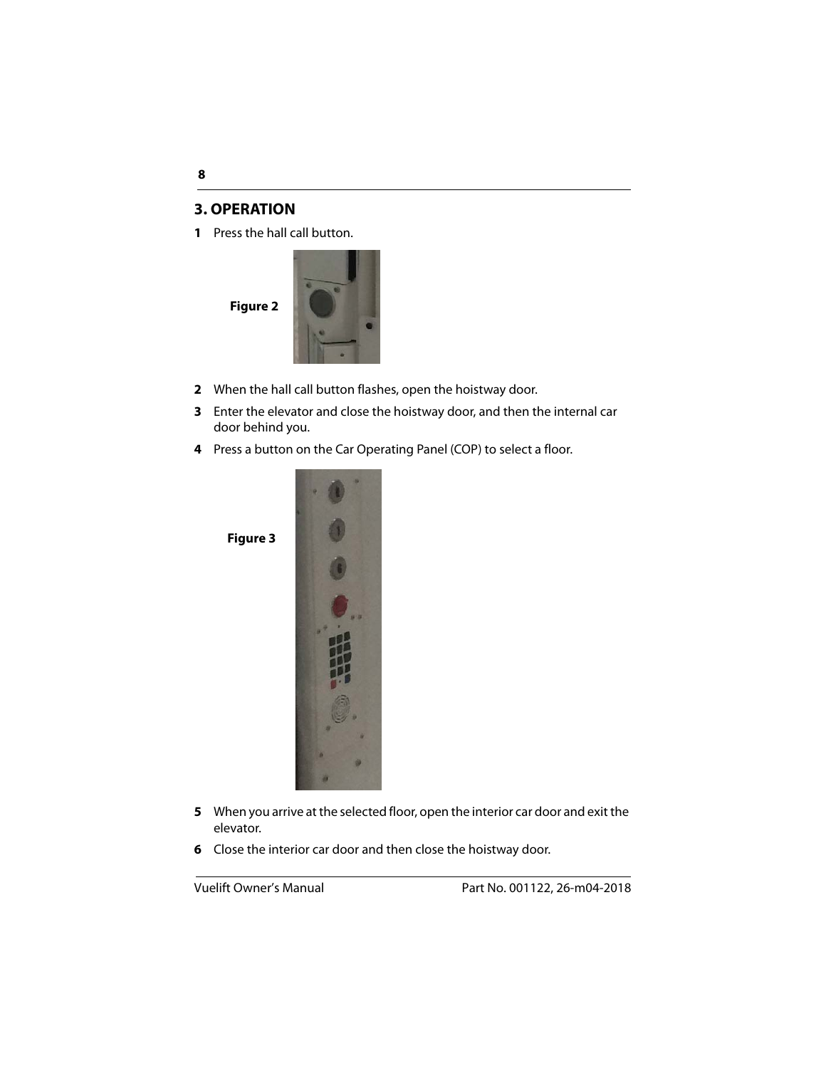## 3. OPERATION

1 Press the hall call button.

**Figure 2**

2 When the hall call button flashes, open the hoistway door.

3 Enter the elevator and close the hoistway door, and then the internal car door behind you.

4 Press a button on the Car Operating Panel (COP) to select a floor.

**Figure 3**

5 When you arrive at the selected floor, open the interior car door and exit the elevator.

6 Close the interior car door and then close the hoistway door.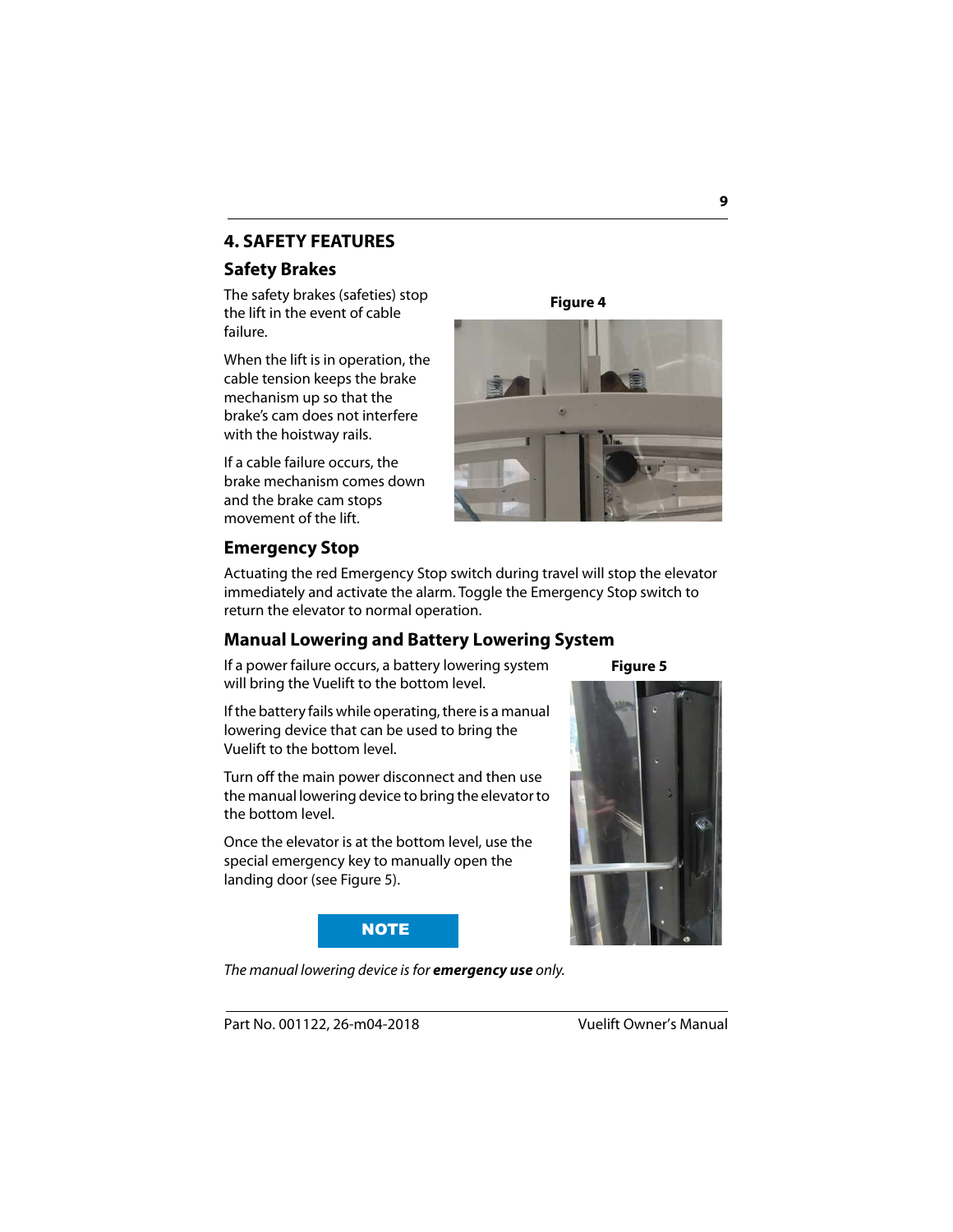# 4. SAFETY FEATURES

## Safety Brakes

The safety brakes (safeties) stop the lift in the event of cable failure.

When the lift is in operation, the cable tension keeps the brake mechanism up so that the brake's cam does not interfere with the hoistway rails.

If a cable failure occurs, the brake mechanism comes down and the brake cam stops movement of the lift.

**Figure 4**

## Emergency Stop

Actuating the red Emergency Stop switch during travel will stop the elevator immediately and activate the alarm. Toggle the Emergency Stop switch to return the elevator to normal operation.

## Manual Lowering and Battery Lowering System

If a power failure occurs, a battery lowering system will bring the Vuelift to the bottom level.

If the battery fails while operating, there is a manual lowering device that can be used to bring the Vuelift to the bottom level.

Turn off the main power disconnect and then use the manual lowering device to bring the elevator to the bottom level.

Once the elevator is at the bottom level, use the special emergency key to manually open the landing door (see Figure 5).

**Figure 5**

**NOTE**

*The manual lowering device is for* ***emergency use*** *only.*

Part No. 001122, 26-m04-2018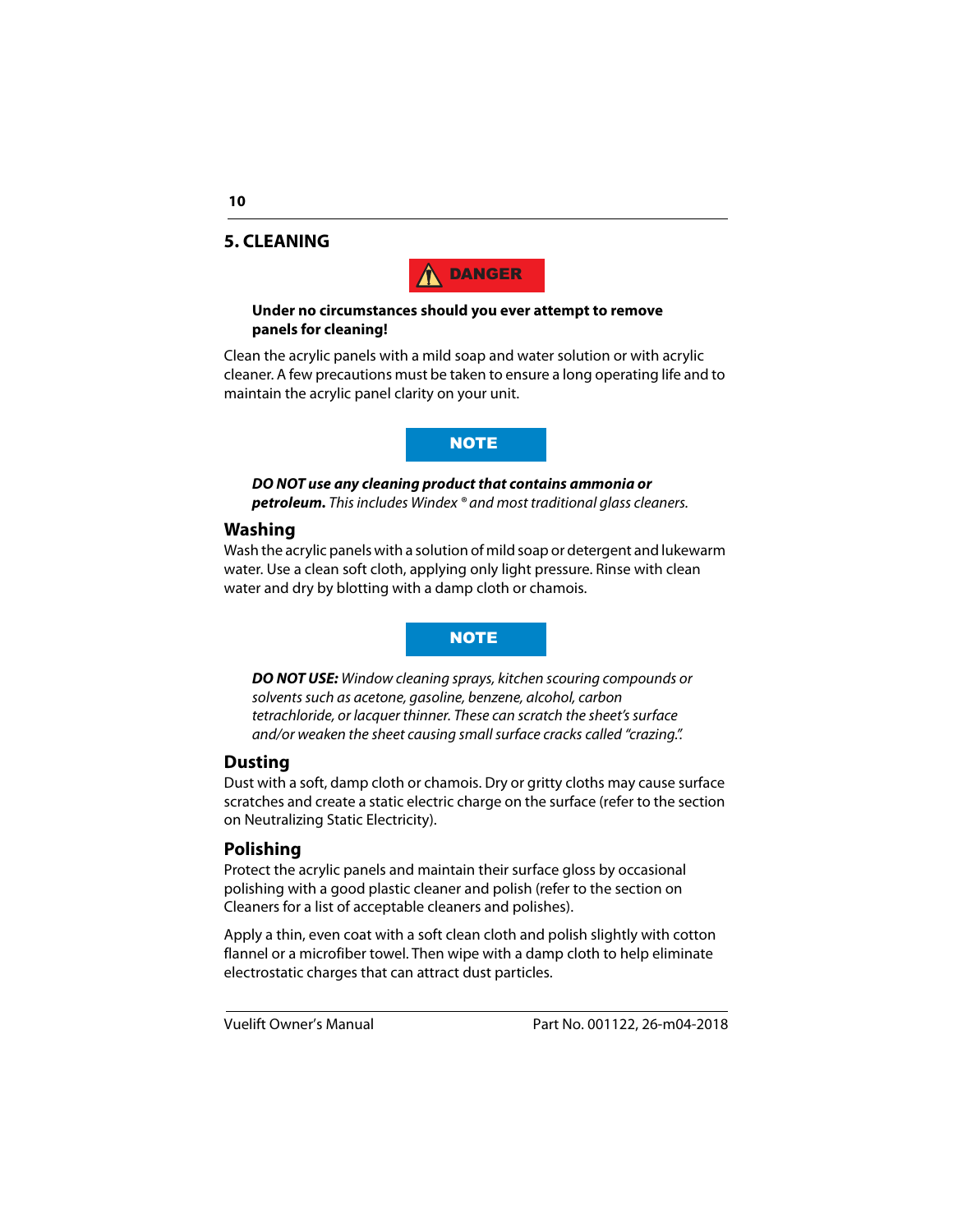## 5. CLEANING

**DANGER**

**Under no circumstances should you ever attempt to remove panels for cleaning!**

Clean the acrylic panels with a mild soap and water solution or with acrylic cleaner. A few precautions must be taken to ensure a long operating life and to maintain the acrylic panel clarity on your unit.

**NOTE**

***DO NOT use any cleaning product that contains ammonia or petroleum.*** *This includes Windex ® and most traditional glass cleaners.*

### Washing

Wash the acrylic panels with a solution of mild soap or detergent and lukewarm water. Use a clean soft cloth, applying only light pressure. Rinse with clean water and dry by blotting with a damp cloth or chamois.

**NOTE**

***DO NOT USE:*** *Window cleaning sprays, kitchen scouring compounds or solvents such as acetone, gasoline, benzene, alcohol, carbon tetrachloride, or lacquer thinner. These can scratch the sheet's surface and/or weaken the sheet causing small surface cracks called "crazing.".*

### Dusting

Dust with a soft, damp cloth or chamois. Dry or gritty cloths may cause surface scratches and create a static electric charge on the surface (refer to the section on Neutralizing Static Electricity).

### Polishing

Protect the acrylic panels and maintain their surface gloss by occasional polishing with a good plastic cleaner and polish (refer to the section on Cleaners for a list of acceptable cleaners and polishes).

Apply a thin, even coat with a soft clean cloth and polish slightly with cotton flannel or a microfiber towel. Then wipe with a damp cloth to help eliminate electrostatic charges that can attract dust particles.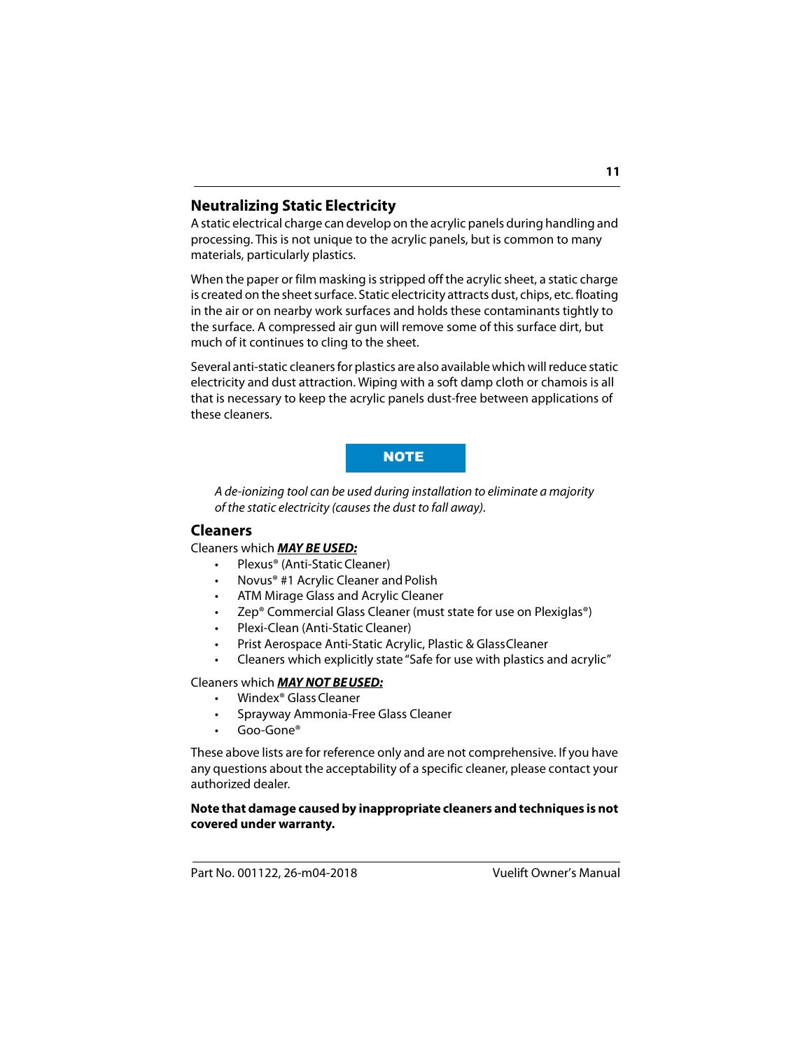## Neutralizing Static Electricity

A static electrical charge can develop on the acrylic panels during handling and processing. This is not unique to the acrylic panels, but is common to many materials, particularly plastics.

When the paper or film masking is stripped off the acrylic sheet, a static charge is created on the sheet surface. Static electricity attracts dust, chips, etc. floating in the air or on nearby work surfaces and holds these contaminants tightly to the surface. A compressed air gun will remove some of this surface dirt, but much of it continues to cling to the sheet.

Several anti-static cleaners for plastics are also available which will reduce static electricity and dust attraction. Wiping with a soft damp cloth or chamois is all that is necessary to keep the acrylic panels dust-free between applications of these cleaners.

**NOTE**

*A de-ionizing tool can be used during installation to eliminate a majority of the static electricity (causes the dust to fall away).*

## Cleaners

Cleaners which ***MAY BE USED:***

- Plexus® (Anti-Static Cleaner)
- Novus® #1 Acrylic Cleaner and Polish
- ATM Mirage Glass and Acrylic Cleaner
- Zep® Commercial Glass Cleaner (must state for use on Plexiglas®)
- Plexi-Clean (Anti-Static Cleaner)
- Prist Aerospace Anti-Static Acrylic, Plastic & Glass Cleaner
- Cleaners which explicitly state "Safe for use with plastics and acrylic"

Cleaners which ***MAY NOT BE USED:***

- Windex® Glass Cleaner
- Sprayway Ammonia-Free Glass Cleaner
- Goo-Gone®

These above lists are for reference only and are not comprehensive. If you have any questions about the acceptability of a specific cleaner, please contact your authorized dealer.

**Note that damage caused by inappropriate cleaners and techniques is not covered under warranty.**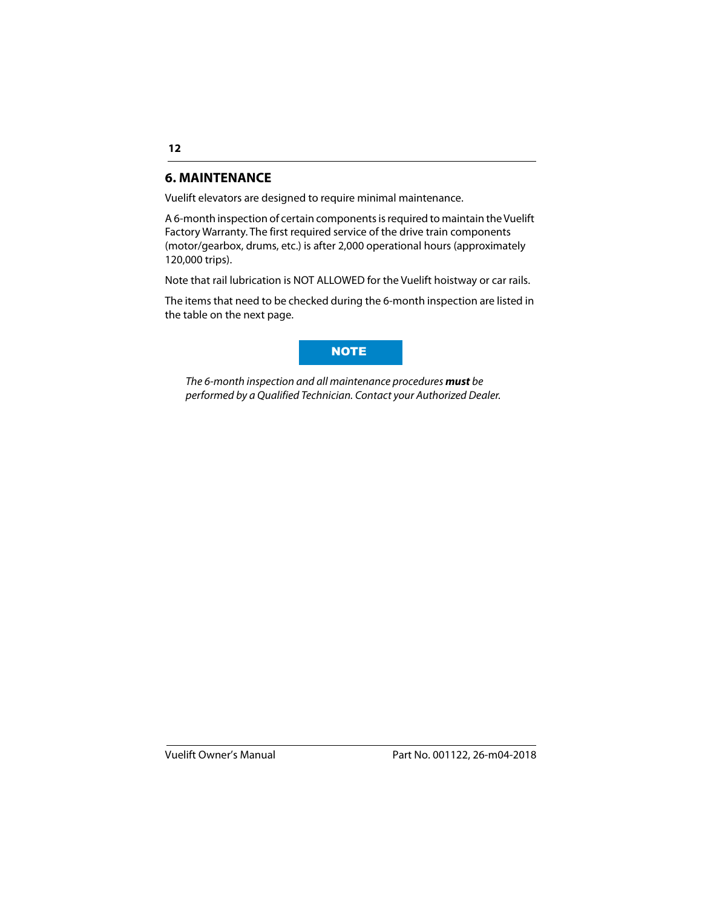## 6. MAINTENANCE

Vuelift elevators are designed to require minimal maintenance.

A 6-month inspection of certain components is required to maintain the Vuelift Factory Warranty. The first required service of the drive train components (motor/gearbox, drums, etc.) is after 2,000 operational hours (approximately 120,000 trips).

Note that rail lubrication is NOT ALLOWED for the Vuelift hoistway or car rails.

The items that need to be checked during the 6-month inspection are listed in the table on the next page.

**NOTE**

*The 6-month inspection and all maintenance procedures **must** be performed by a Qualified Technician. Contact your Authorized Dealer.*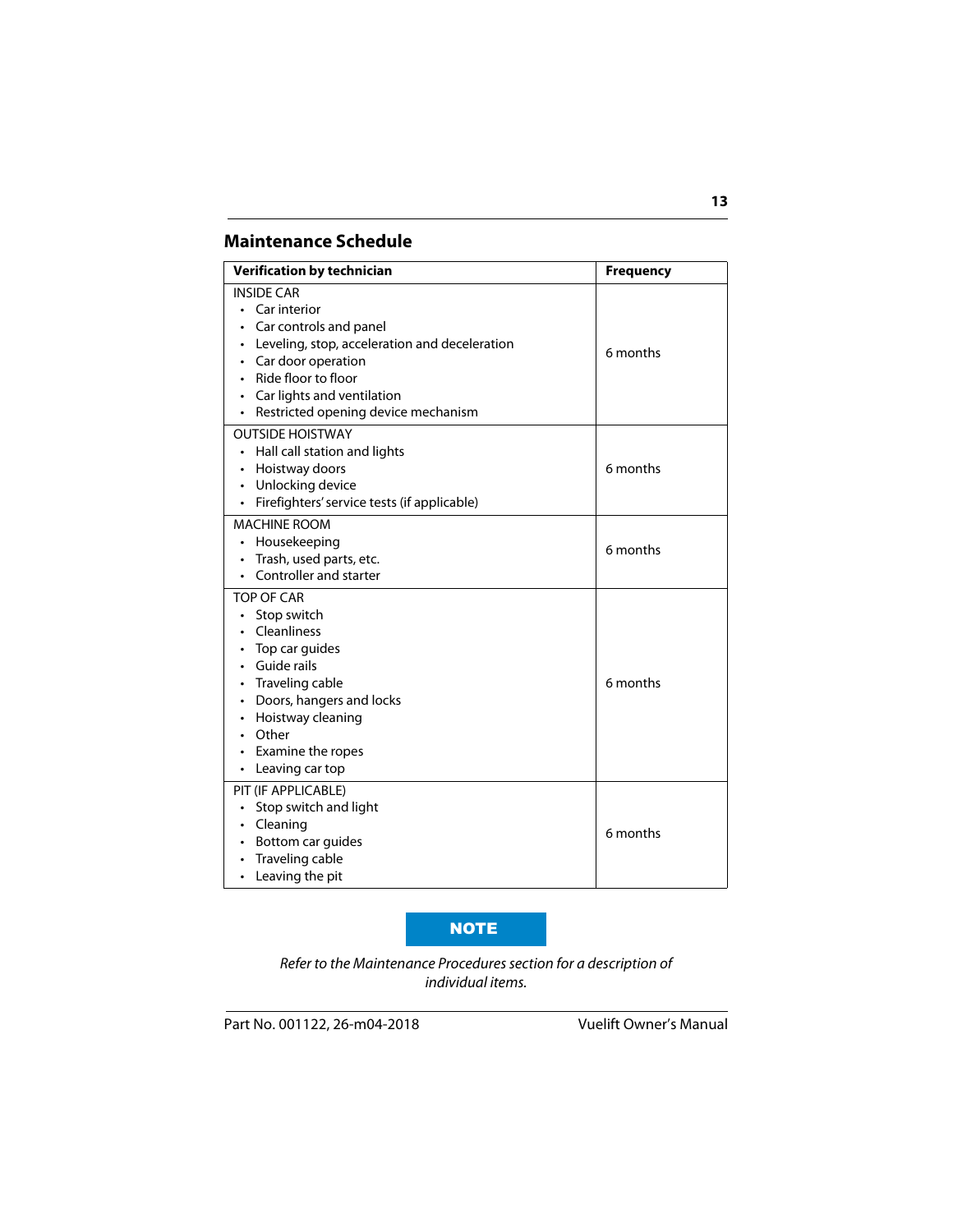## Maintenance Schedule

| Verification by technician | Frequency |
|---|---|
| INSIDE CAR<br>• Car interior<br>• Car controls and panel<br>• Leveling, stop, acceleration and deceleration<br>• Car door operation<br>• Ride floor to floor<br>• Car lights and ventilation<br>• Restricted opening device mechanism | 6 months |
| OUTSIDE HOISTWAY<br>• Hall call station and lights<br>• Hoistway doors<br>• Unlocking device<br>• Firefighters' service tests (if applicable) | 6 months |
| MACHINE ROOM<br>• Housekeeping<br>• Trash, used parts, etc.<br>• Controller and starter | 6 months |
| TOP OF CAR<br>• Stop switch<br>• Cleanliness<br>• Top car guides<br>• Guide rails<br>• Traveling cable<br>• Doors, hangers and locks<br>• Hoistway cleaning<br>• Other<br>• Examine the ropes<br>• Leaving car top | 6 months |
| PIT (IF APPLICABLE)<br>• Stop switch and light<br>• Cleaning<br>• Bottom car guides<br>• Traveling cable<br>• Leaving the pit | 6 months |

**NOTE**

*Refer to the Maintenance Procedures section for a description of individual items.*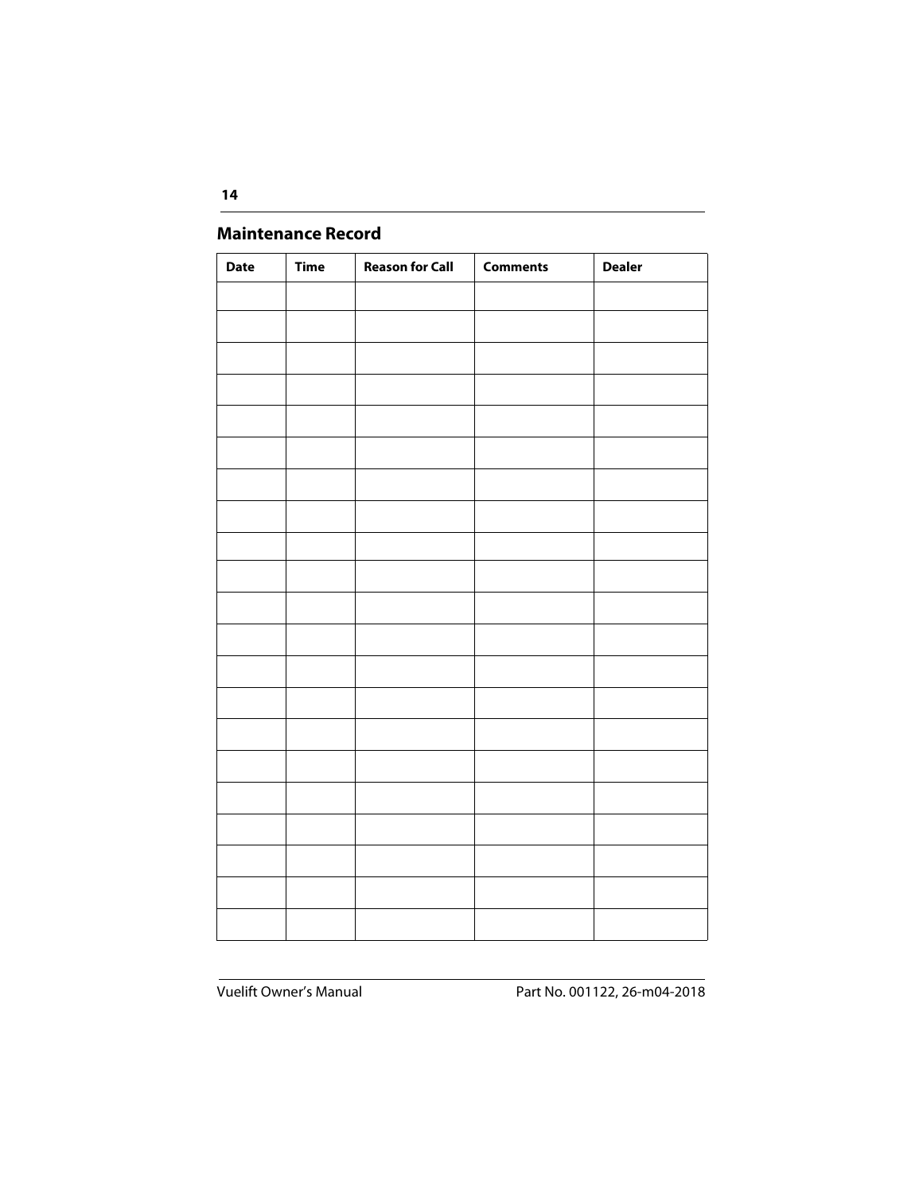## Maintenance Record

| Date | Time | Reason for Call | Comments | Dealer |
|---|---|---|---|---|
| | | | | |
| | | | | |
| | | | | |
| | | | | |
| | | | | |
| | | | | |
| | | | | |
| | | | | |
| | | | | |
| | | | | |
| | | | | |
| | | | | |
| | | | | |
| | | | | |
| | | | | |
| | | | | |
| | | | | |
| | | | | |
| | | | | |
| | | | | |
| | | | | |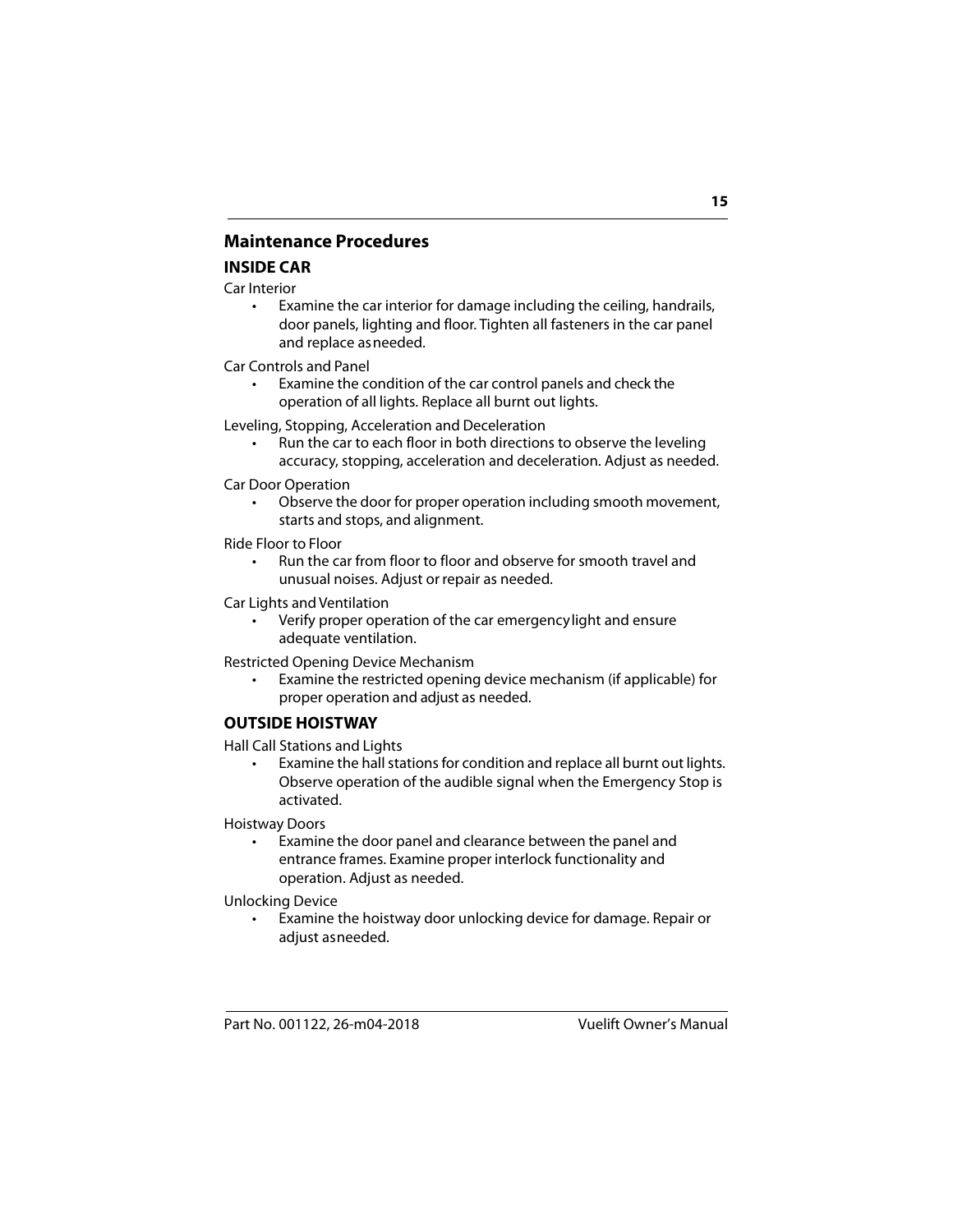## Maintenance Procedures

### INSIDE CAR

Car Interior

- Examine the car interior for damage including the ceiling, handrails, door panels, lighting and floor. Tighten all fasteners in the car panel and replace as needed.

Car Controls and Panel

- Examine the condition of the car control panels and check the operation of all lights. Replace all burnt out lights.

Leveling, Stopping, Acceleration and Deceleration

- Run the car to each floor in both directions to observe the leveling accuracy, stopping, acceleration and deceleration. Adjust as needed.

Car Door Operation

- Observe the door for proper operation including smooth movement, starts and stops, and alignment.

Ride Floor to Floor

- Run the car from floor to floor and observe for smooth travel and unusual noises. Adjust or repair as needed.

Car Lights and Ventilation

- Verify proper operation of the car emergency light and ensure adequate ventilation.

Restricted Opening Device Mechanism

- Examine the restricted opening device mechanism (if applicable) for proper operation and adjust as needed.

### OUTSIDE HOISTWAY

Hall Call Stations and Lights

- Examine the hall stations for condition and replace all burnt out lights. Observe operation of the audible signal when the Emergency Stop is activated.

Hoistway Doors

- Examine the door panel and clearance between the panel and entrance frames. Examine proper interlock functionality and operation. Adjust as needed.

Unlocking Device

- Examine the hoistway door unlocking device for damage. Repair or adjust as needed.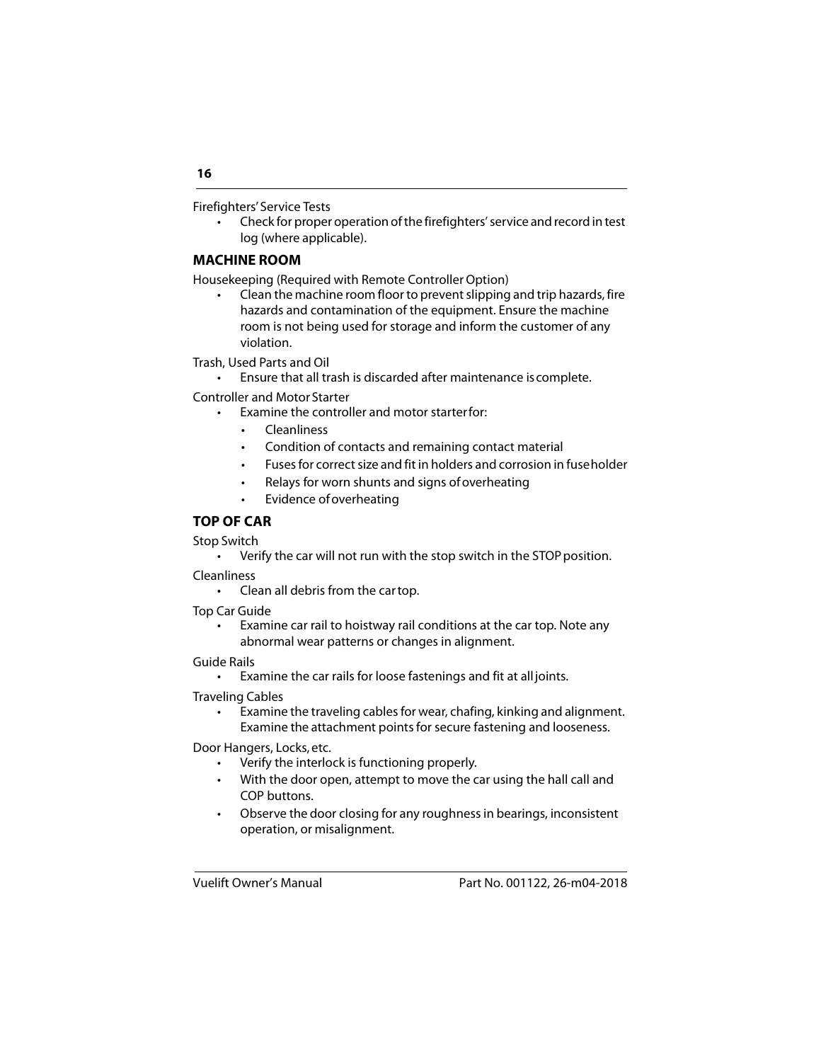Firefighters' Service Tests

- Check for proper operation of the firefighters' service and record in test log (where applicable).

## MACHINE ROOM

Housekeeping (Required with Remote Controller Option)

- Clean the machine room floor to prevent slipping and trip hazards, fire hazards and contamination of the equipment. Ensure the machine room is not being used for storage and inform the customer of any violation.

Trash, Used Parts and Oil

- Ensure that all trash is discarded after maintenance is complete.

Controller and Motor Starter

- Examine the controller and motor starter for:
  - Cleanliness
  - Condition of contacts and remaining contact material
  - Fuses for correct size and fit in holders and corrosion in fuse holder
  - Relays for worn shunts and signs of overheating
  - Evidence of overheating

## TOP OF CAR

Stop Switch

- Verify the car will not run with the stop switch in the STOP position.

Cleanliness

- Clean all debris from the car top.

Top Car Guide

- Examine car rail to hoistway rail conditions at the car top. Note any abnormal wear patterns or changes in alignment.

Guide Rails

- Examine the car rails for loose fastenings and fit at all joints.

Traveling Cables

- Examine the traveling cables for wear, chafing, kinking and alignment. Examine the attachment points for secure fastening and looseness.

Door Hangers, Locks, etc.

- Verify the interlock is functioning properly.
- With the door open, attempt to move the car using the hall call and COP buttons.
- Observe the door closing for any roughness in bearings, inconsistent operation, or misalignment.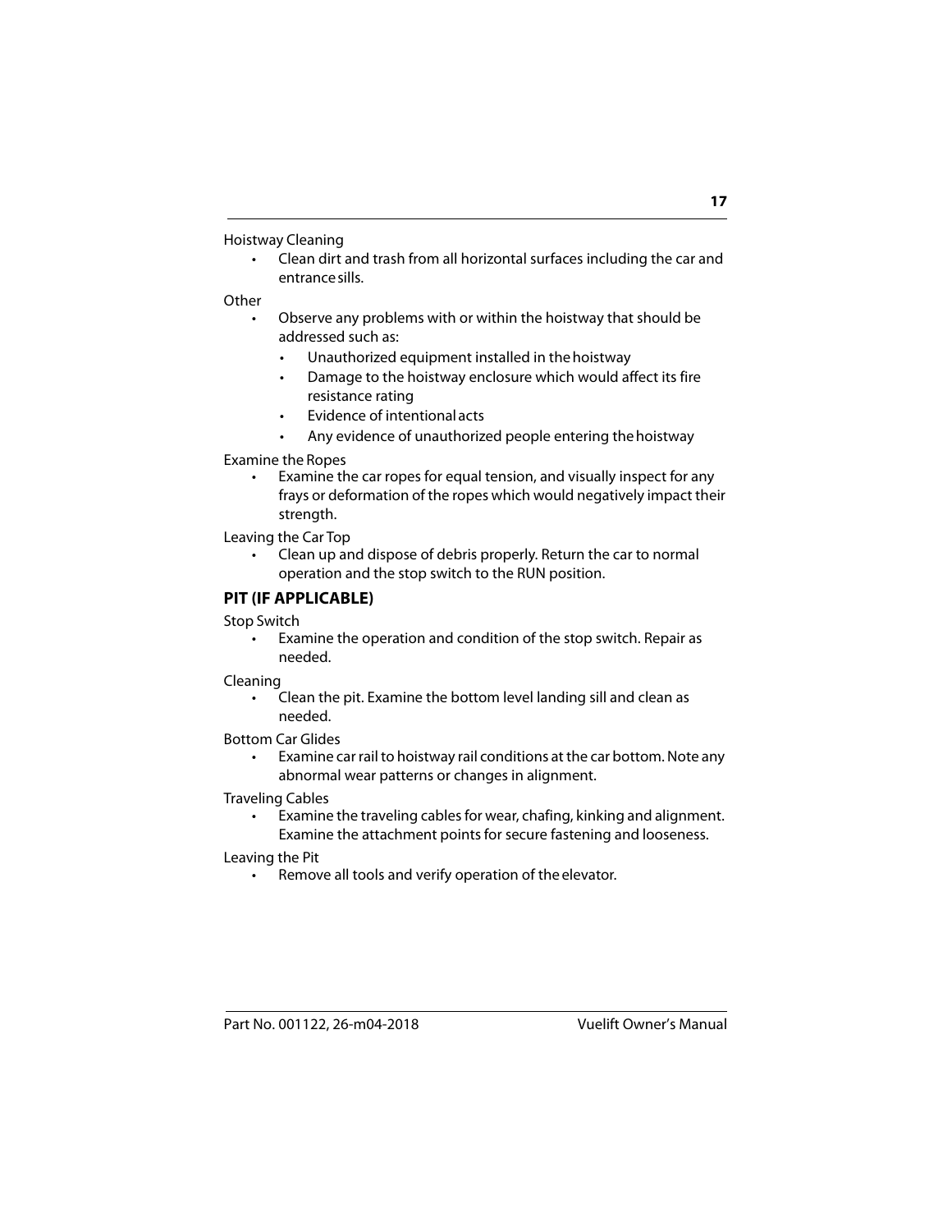Hoistway Cleaning

- Clean dirt and trash from all horizontal surfaces including the car and entrance sills.

Other

- Observe any problems with or within the hoistway that should be addressed such as:
  - Unauthorized equipment installed in the hoistway
  - Damage to the hoistway enclosure which would affect its fire resistance rating
  - Evidence of intentional acts
  - Any evidence of unauthorized people entering the hoistway

Examine the Ropes

- Examine the car ropes for equal tension, and visually inspect for any frays or deformation of the ropes which would negatively impact their strength.

Leaving the Car Top

- Clean up and dispose of debris properly. Return the car to normal operation and the stop switch to the RUN position.

## PIT (IF APPLICABLE)

Stop Switch

- Examine the operation and condition of the stop switch. Repair as needed.

Cleaning

- Clean the pit. Examine the bottom level landing sill and clean as needed.

Bottom Car Glides

- Examine car rail to hoistway rail conditions at the car bottom. Note any abnormal wear patterns or changes in alignment.

Traveling Cables

- Examine the traveling cables for wear, chafing, kinking and alignment. Examine the attachment points for secure fastening and looseness.

Leaving the Pit

- Remove all tools and verify operation of the elevator.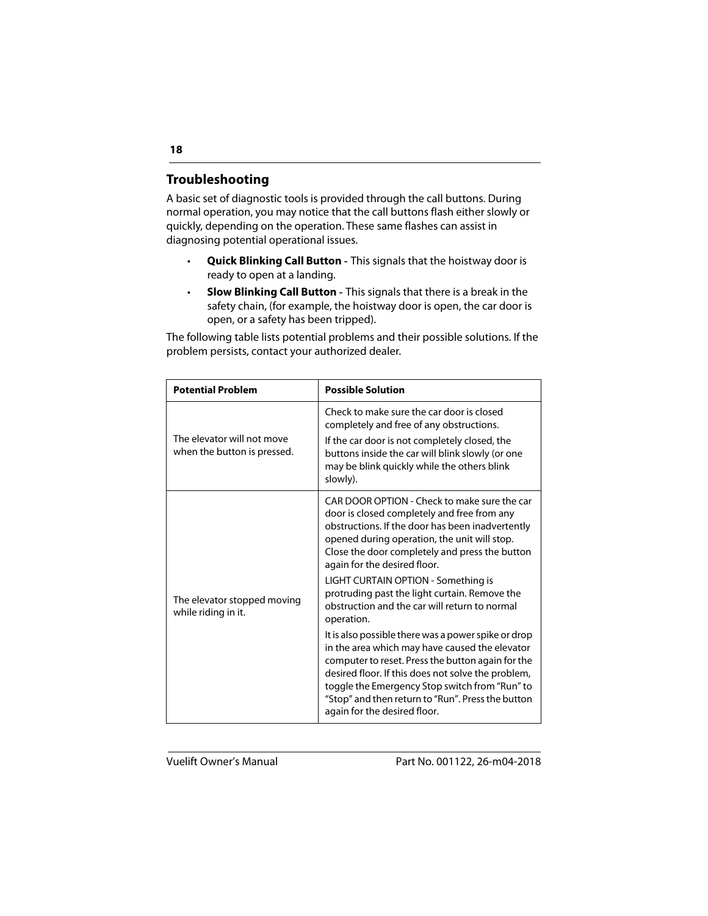## Troubleshooting

A basic set of diagnostic tools is provided through the call buttons. During normal operation, you may notice that the call buttons flash either slowly or quickly, depending on the operation. These same flashes can assist in diagnosing potential operational issues.

- **Quick Blinking Call Button -** This signals that the hoistway door is ready to open at a landing.
- **Slow Blinking Call Button -** This signals that there is a break in the safety chain, (for example, the hoistway door is open, the car door is open, or a safety has been tripped).

The following table lists potential problems and their possible solutions. If the problem persists, contact your authorized dealer.

| **Potential Problem** | **Possible Solution** |
|---|---|
| The elevator will not move when the button is pressed. | Check to make sure the car door is closed completely and free of any obstructions.<br><br>If the car door is not completely closed, the buttons inside the car will blink slowly (or one may be blink quickly while the others blink slowly). |
| The elevator stopped moving while riding in it. | CAR DOOR OPTION - Check to make sure the car door is closed completely and free from any obstructions. If the door has been inadvertently opened during operation, the unit will stop. Close the door completely and press the button again for the desired floor.<br><br>LIGHT CURTAIN OPTION - Something is protruding past the light curtain. Remove the obstruction and the car will return to normal operation.<br><br>It is also possible there was a power spike or drop in the area which may have caused the elevator computer to reset. Press the button again for the desired floor. If this does not solve the problem, toggle the Emergency Stop switch from "Run" to "Stop" and then return to "Run". Press the button again for the desired floor. |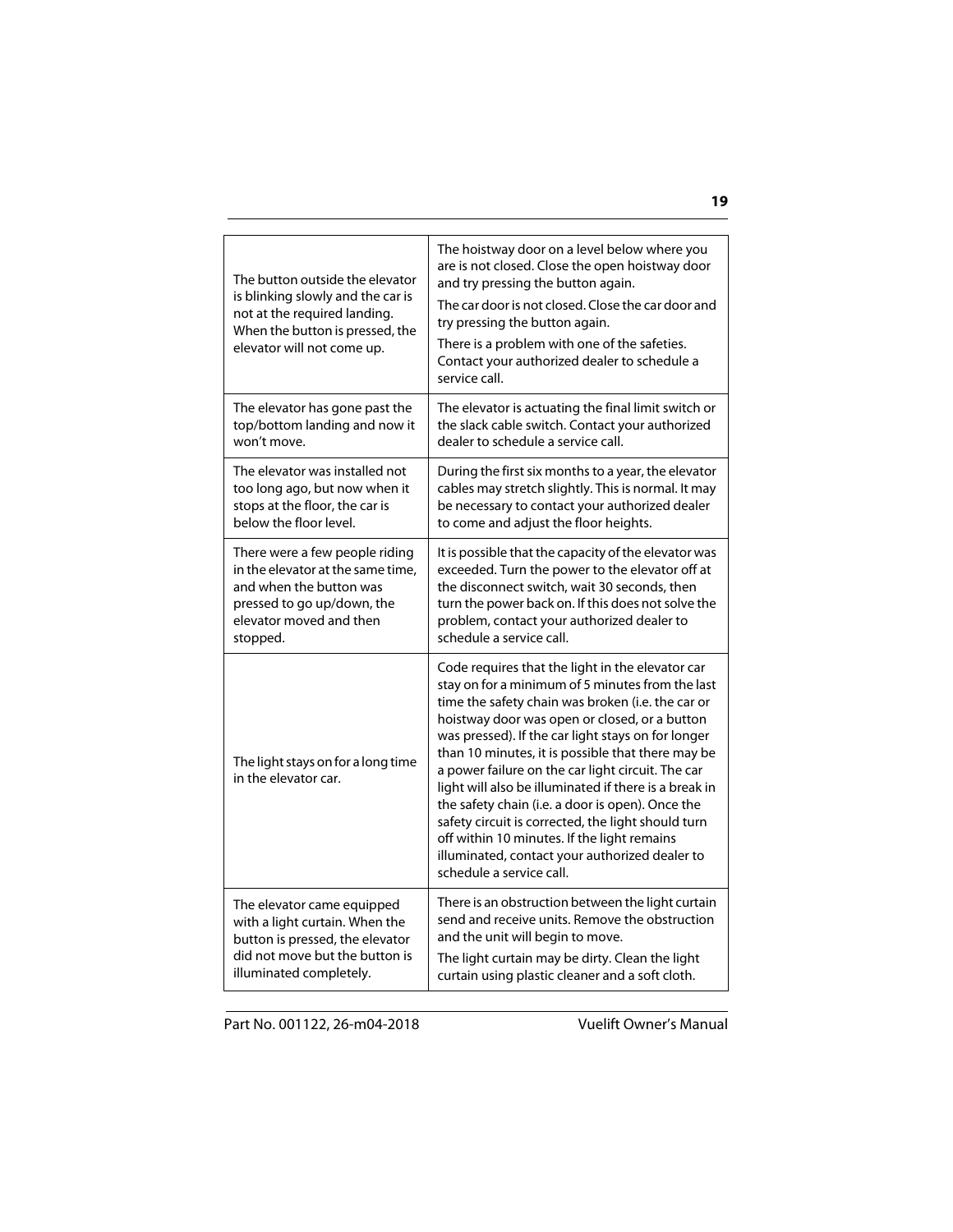| | |
|---|---|
| The button outside the elevator is blinking slowly and the car is not at the required landing. When the button is pressed, the elevator will not come up. | The hoistway door on a level below where you are is not closed. Close the open hoistway door and try pressing the button again.<br>The car door is not closed. Close the car door and try pressing the button again.<br>There is a problem with one of the safeties. Contact your authorized dealer to schedule a service call. |
| The elevator has gone past the top/bottom landing and now it won't move. | The elevator is actuating the final limit switch or the slack cable switch. Contact your authorized dealer to schedule a service call. |
| The elevator was installed not too long ago, but now when it stops at the floor, the car is below the floor level. | During the first six months to a year, the elevator cables may stretch slightly. This is normal. It may be necessary to contact your authorized dealer to come and adjust the floor heights. |
| There were a few people riding in the elevator at the same time, and when the button was pressed to go up/down, the elevator moved and then stopped. | It is possible that the capacity of the elevator was exceeded. Turn the power to the elevator off at the disconnect switch, wait 30 seconds, then turn the power back on. If this does not solve the problem, contact your authorized dealer to schedule a service call. |
| The light stays on for a long time in the elevator car. | Code requires that the light in the elevator car stay on for a minimum of 5 minutes from the last time the safety chain was broken (i.e. the car or hoistway door was open or closed, or a button was pressed). If the car light stays on for longer than 10 minutes, it is possible that there may be a power failure on the car light circuit. The car light will also be illuminated if there is a break in the safety chain (i.e. a door is open). Once the safety circuit is corrected, the light should turn off within 10 minutes. If the light remains illuminated, contact your authorized dealer to schedule a service call. |
| The elevator came equipped with a light curtain. When the button is pressed, the elevator did not move but the button is illuminated completely. | There is an obstruction between the light curtain send and receive units. Remove the obstruction and the unit will begin to move.<br>The light curtain may be dirty. Clean the light curtain using plastic cleaner and a soft cloth. |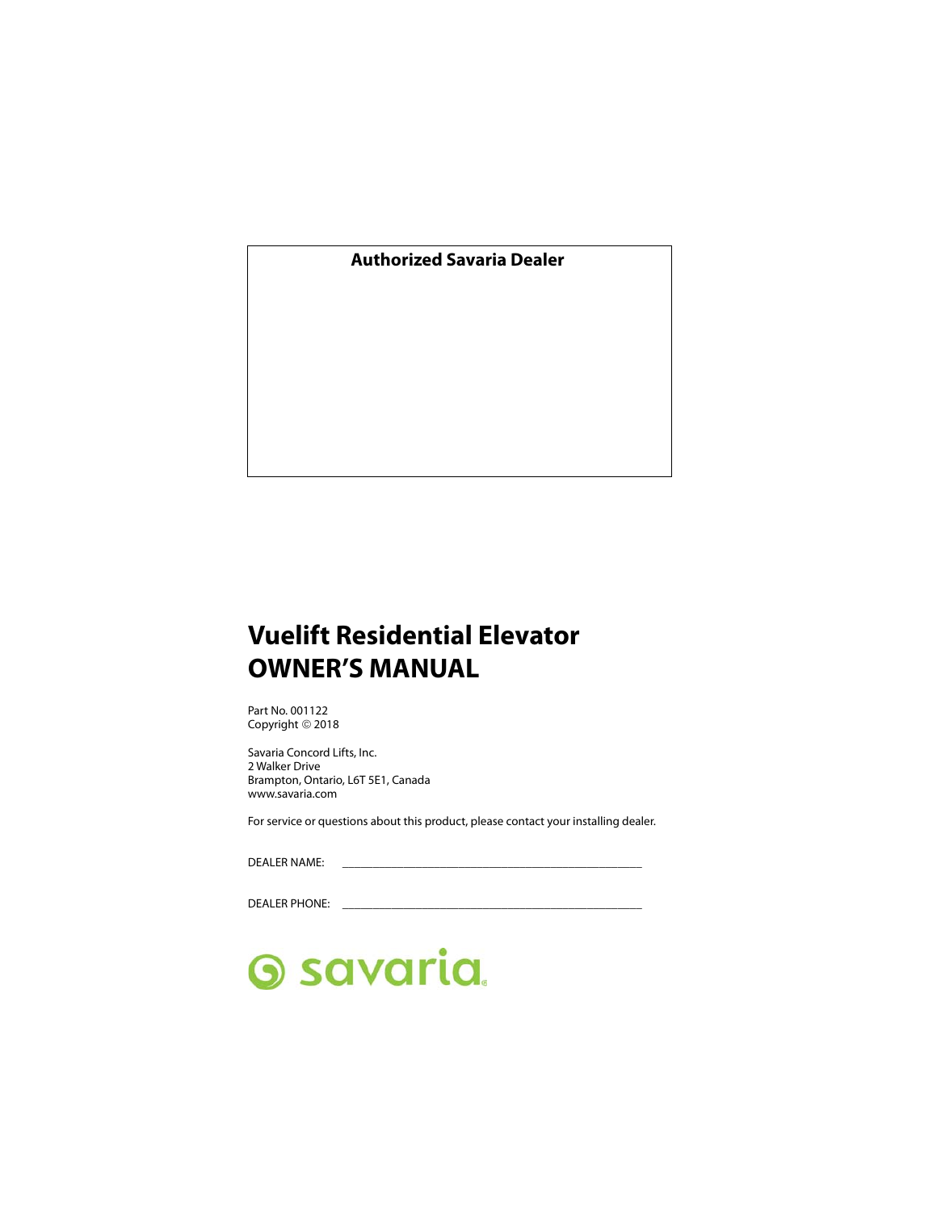**Authorized Savaria Dealer**

# Vuelift Residential Elevator
# OWNER'S MANUAL

Part No. 001122
Copyright © 2018

Savaria Concord Lifts, Inc.
2 Walker Drive
Brampton, Ontario, L6T 5E1, Canada
www.savaria.com

For service or questions about this product, please contact your installing dealer.

DEALER NAME: ______________________________________________

DEALER PHONE: ______________________________________________

savaria